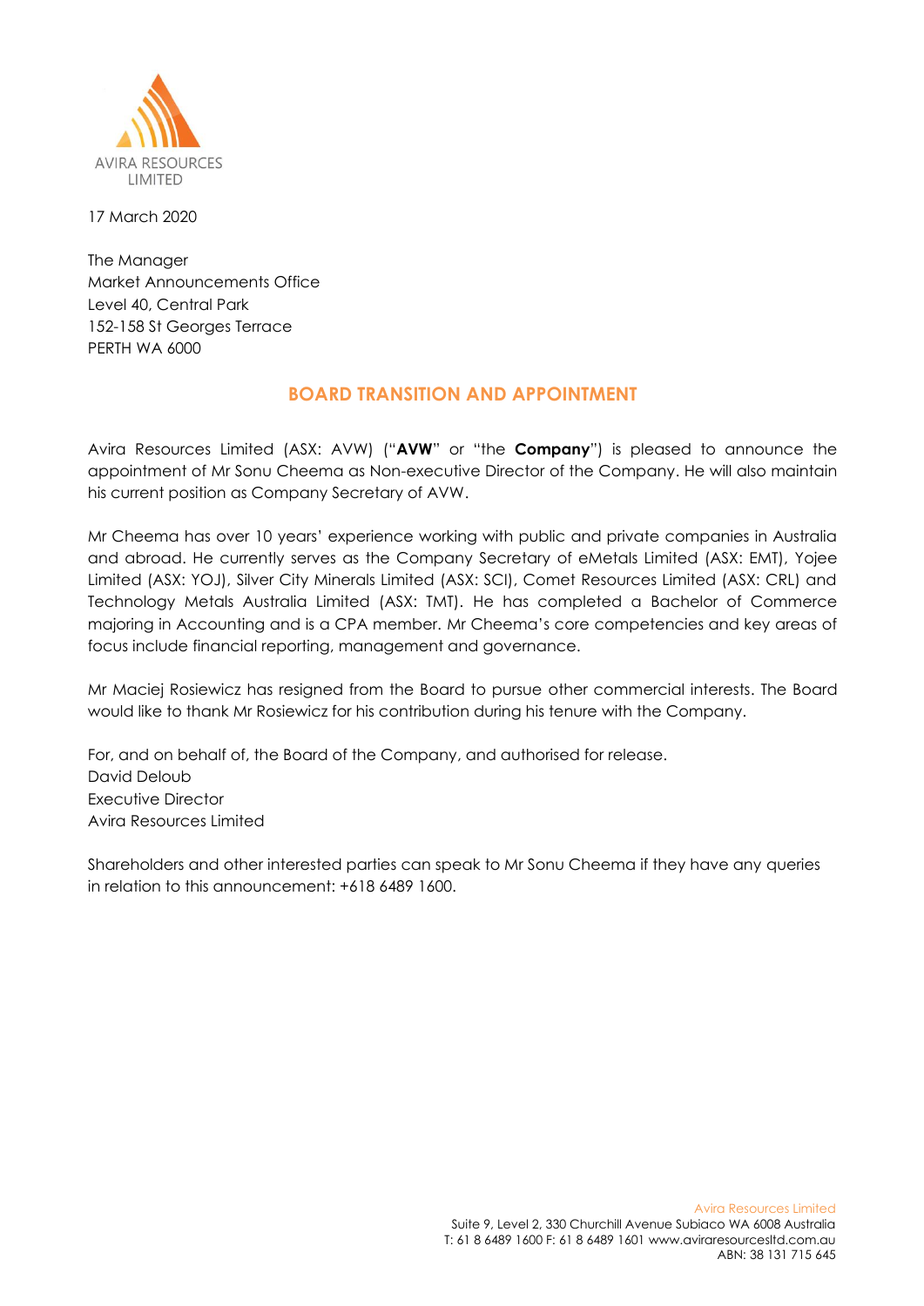AVIRA RESOURCES LIMITED

17 March 2020

The Manager
Market Announcements Office
Level 40, Central Park
152-158 St Georges Terrace
PERTH WA 6000

## BOARD TRANSITION AND APPOINTMENT

Avira Resources Limited (ASX: AVW) ("**AVW**" or "the **Company**") is pleased to announce the appointment of Mr Sonu Cheema as Non-executive Director of the Company. He will also maintain his current position as Company Secretary of AVW.

Mr Cheema has over 10 years' experience working with public and private companies in Australia and abroad. He currently serves as the Company Secretary of eMetals Limited (ASX: EMT), Yojee Limited (ASX: YOJ), Silver City Minerals Limited (ASX: SCI), Comet Resources Limited (ASX: CRL) and Technology Metals Australia Limited (ASX: TMT). He has completed a Bachelor of Commerce majoring in Accounting and is a CPA member. Mr Cheema's core competencies and key areas of focus include financial reporting, management and governance.

Mr Maciej Rosiewicz has resigned from the Board to pursue other commercial interests. The Board would like to thank Mr Rosiewicz for his contribution during his tenure with the Company.

For, and on behalf of, the Board of the Company, and authorised for release.
David Deloub
Executive Director
Avira Resources Limited

Shareholders and other interested parties can speak to Mr Sonu Cheema if they have any queries in relation to this announcement: +618 6489 1600.

Avira Resources Limited
Suite 9, Level 2, 330 Churchill Avenue Subiaco WA 6008 Australia
T: 61 8 6489 1600 F: 61 8 6489 1601 www.aviraresourcesltd.com.au
ABN: 38 131 715 645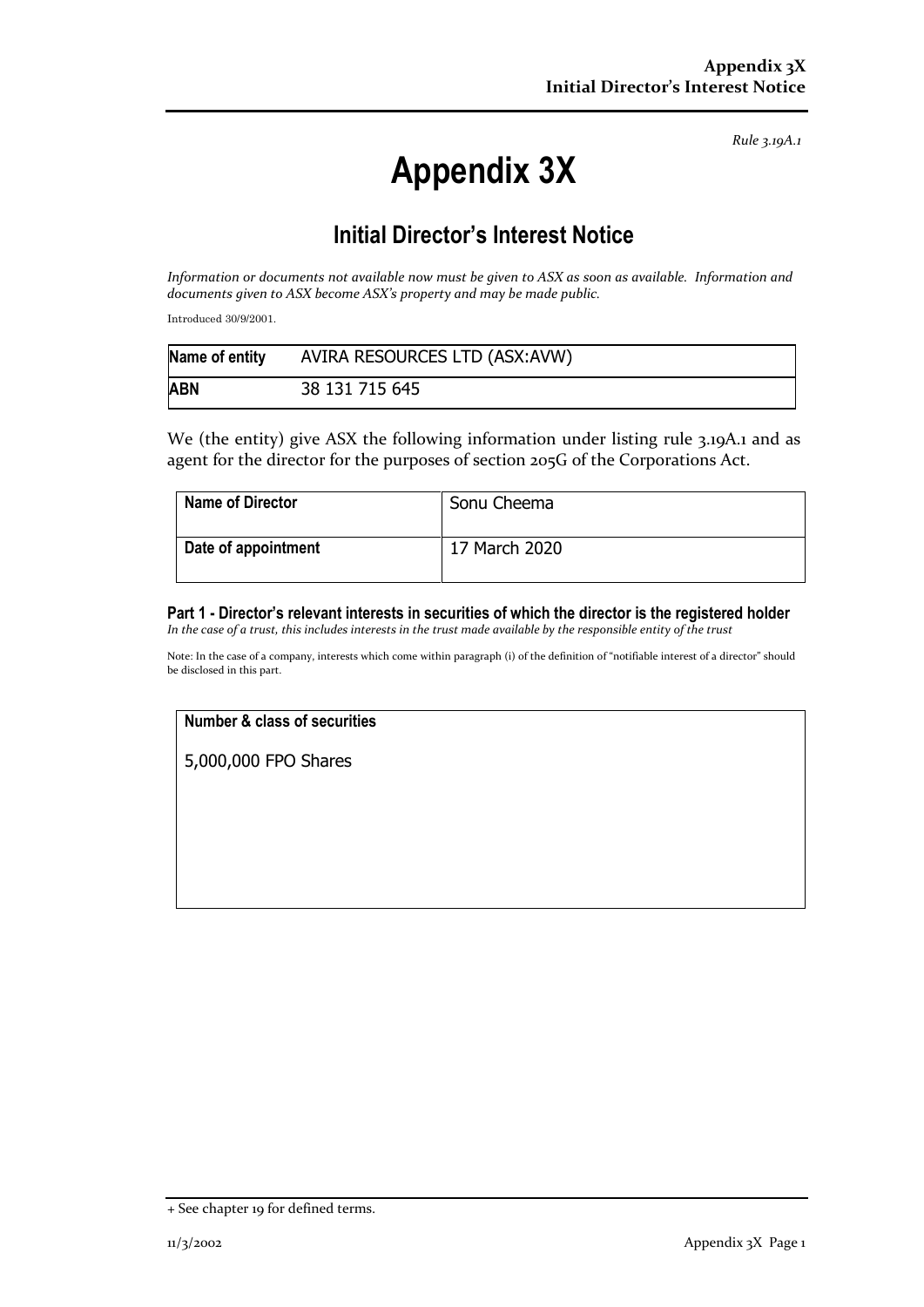*Rule 3.19A.1*

# Appendix 3X

## Initial Director's Interest Notice

*Information or documents not available now must be given to ASX as soon as available. Information and documents given to ASX become ASX's property and may be made public.*

Introduced 30/9/2001.

| **Name of entity** | AVIRA RESOURCES LTD (ASX:AVW) |
|---|---|
| **ABN** | 38 131 715 645 |

We (the entity) give ASX the following information under listing rule 3.19A.1 and as agent for the director for the purposes of section 205G of the Corporations Act.

| **Name of Director** | Sonu Cheema |
|---|---|
| **Date of appointment** | 17 March 2020 |

**Part 1 - Director's relevant interests in securities of which the director is the registered holder**

*In the case of a trust, this includes interests in the trust made available by the responsible entity of the trust*

Note: In the case of a company, interests which come within paragraph (i) of the definition of "notifiable interest of a director" should be disclosed in this part.

| **Number & class of securities** |
|---|
| 5,000,000 FPO Shares |

+ See chapter 19 for defined terms.

11/3/2002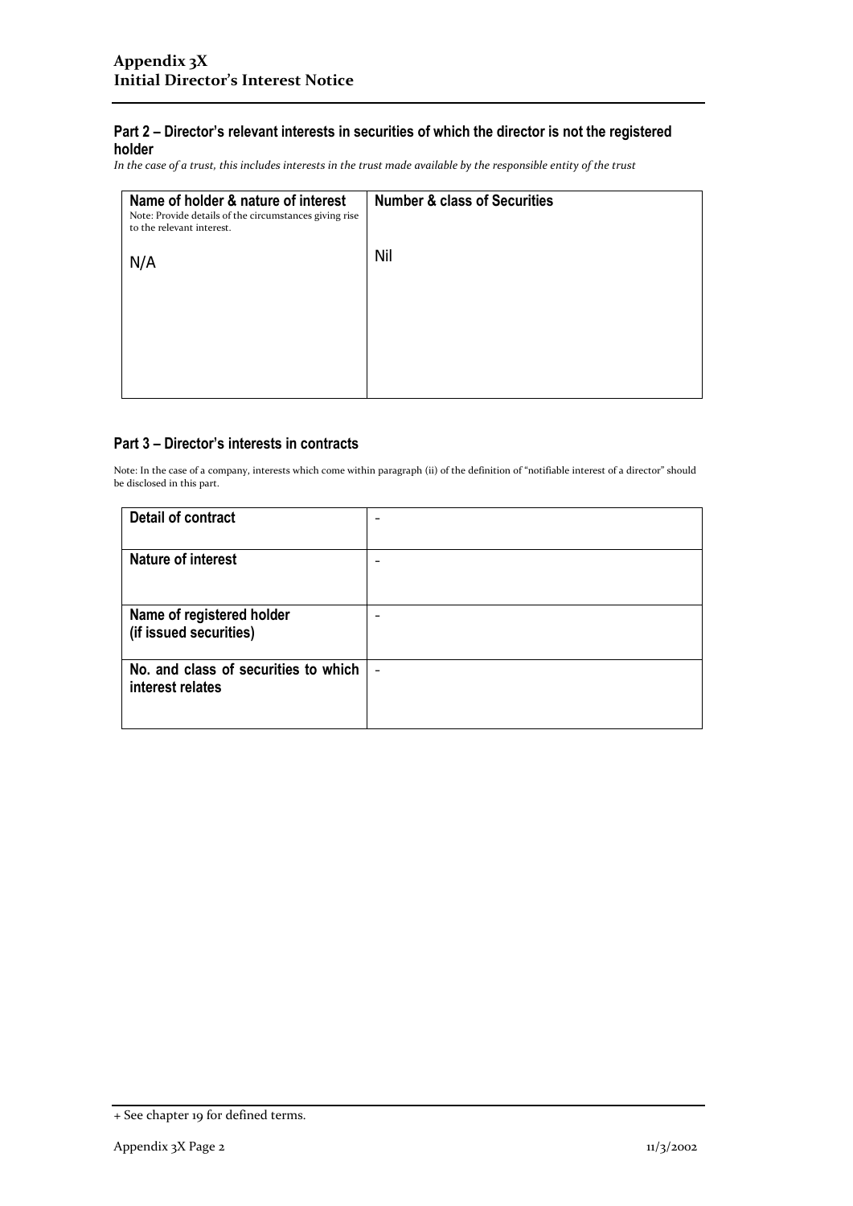# Appendix 3X
# Initial Director's Interest Notice

## Part 2 – Director's relevant interests in securities of which the director is not the registered holder

*In the case of a trust, this includes interests in the trust made available by the responsible entity of the trust*

| **Name of holder & nature of interest**<br>Note: Provide details of the circumstances giving rise to the relevant interest. | **Number & class of Securities** |
|---|---|
| N/A | Nil |

## Part 3 – Director's interests in contracts

Note: In the case of a company, interests which come within paragraph (ii) of the definition of "notifiable interest of a director" should be disclosed in this part.

| | |
|---|---|
| **Detail of contract** | - |
| **Nature of interest** | - |
| **Name of registered holder (if issued securities)** | - |
| **No. and class of securities to which interest relates** | - |

+ See chapter 19 for defined terms.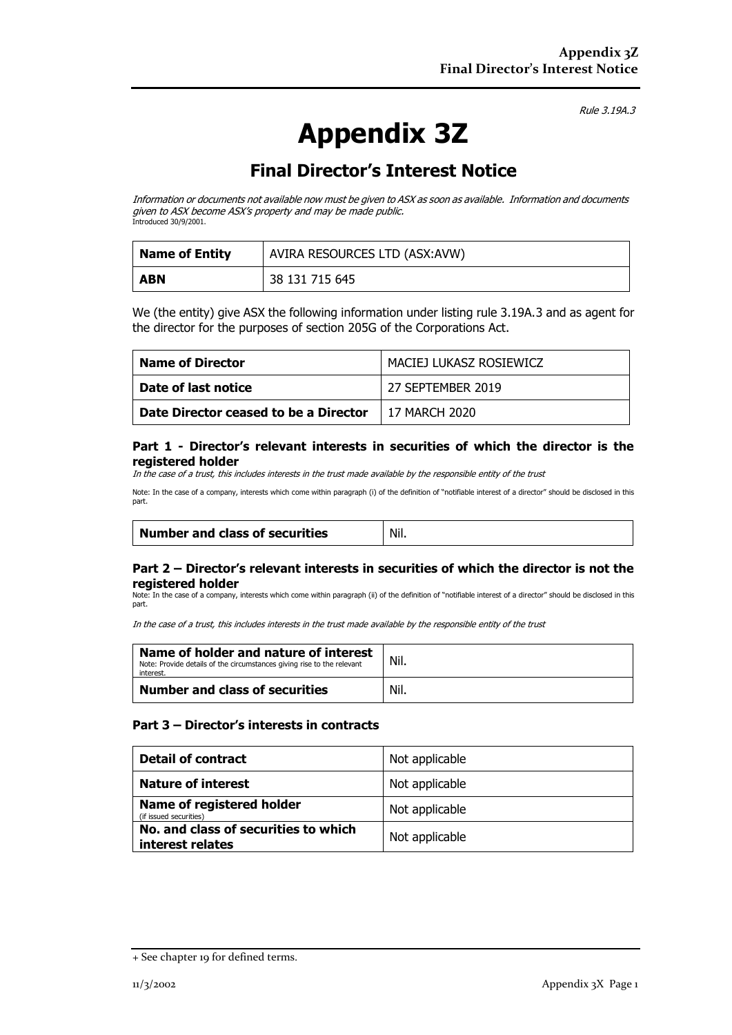*Rule 3.19A.3*

# Appendix 3Z

## Final Director's Interest Notice

*Information or documents not available now must be given to ASX as soon as available. Information and documents given to ASX become ASX's property and may be made public.*
Introduced 30/9/2001.

| | |
|---|---|
| **Name of Entity** | AVIRA RESOURCES LTD (ASX:AVW) |
| **ABN** | 38 131 715 645 |

We (the entity) give ASX the following information under listing rule 3.19A.3 and as agent for the director for the purposes of section 205G of the Corporations Act.

| | |
|---|---|
| **Name of Director** | MACIEJ LUKASZ ROSIEWICZ |
| **Date of last notice** | 27 SEPTEMBER 2019 |
| **Date Director ceased to be a Director** | 17 MARCH 2020 |

### Part 1 - Director's relevant interests in securities of which the director is the registered holder

*In the case of a trust, this includes interests in the trust made available by the responsible entity of the trust*

Note: In the case of a company, interests which come within paragraph (i) of the definition of "notifiable interest of a director" should be disclosed in this part.

| | |
|---|---|
| **Number and class of securities** | Nil. |

### Part 2 – Director's relevant interests in securities of which the director is not the registered holder

Note: In the case of a company, interests which come within paragraph (ii) of the definition of "notifiable interest of a director" should be disclosed in this part.

*In the case of a trust, this includes interests in the trust made available by the responsible entity of the trust*

| | |
|---|---|
| **Name of holder and nature of interest** Note: Provide details of the circumstances giving rise to the relevant interest. | Nil. |
| **Number and class of securities** | Nil. |

### Part 3 – Director's interests in contracts

| | |
|---|---|
| **Detail of contract** | Not applicable |
| **Nature of interest** | Not applicable |
| **Name of registered holder** (if issued securities) | Not applicable |
| **No. and class of securities to which interest relates** | Not applicable |

+ See chapter 19 for defined terms.